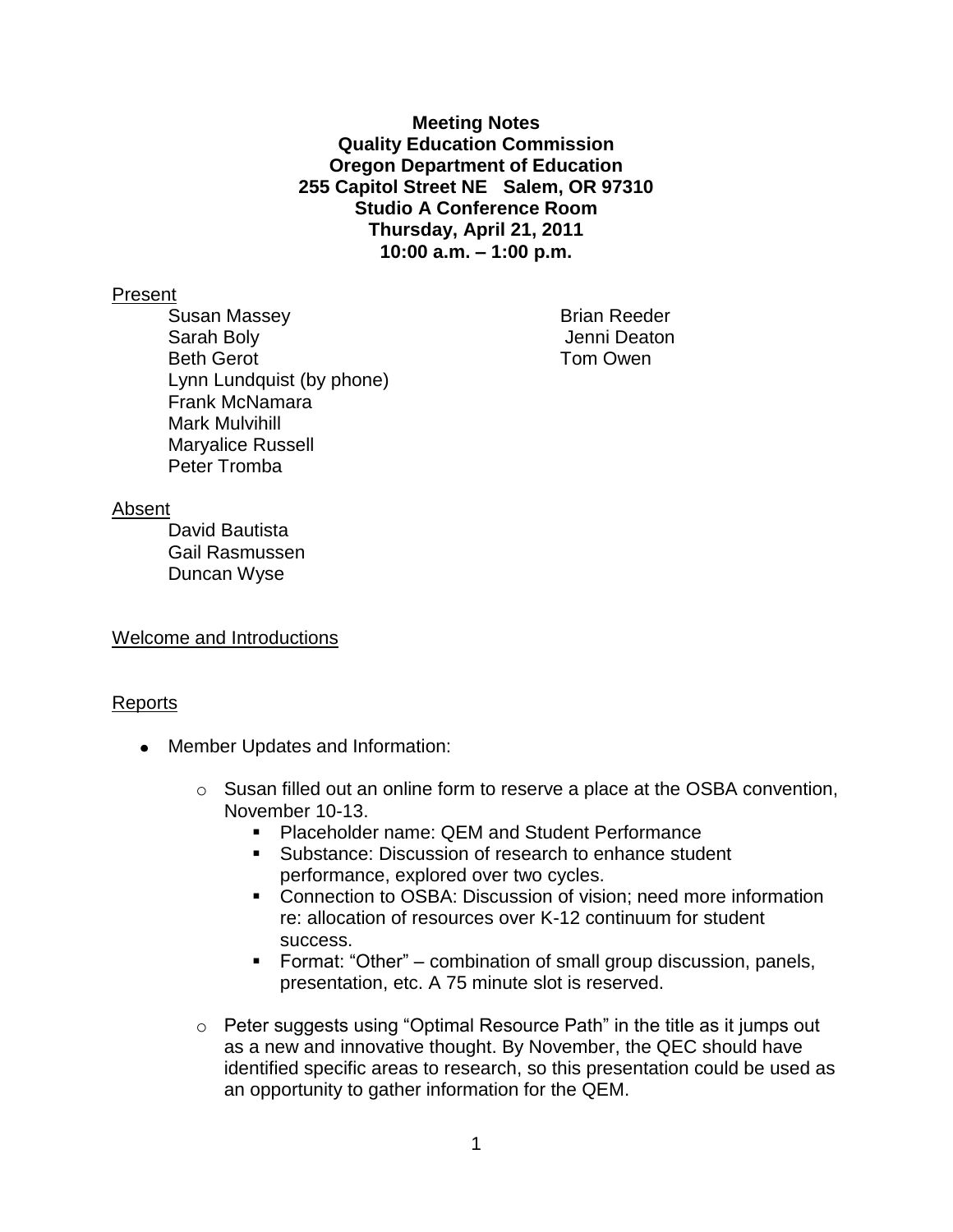**Meeting Notes**
**Quality Education Commission**
**Oregon Department of Education**
**255 Capitol Street NE Salem, OR 97310**
**Studio A Conference Room**
**Thursday, April 21, 2011**
**10:00 a.m. – 1:00 p.m.**

Present

- Susan Massey
- Sarah Boly
- Beth Gerot
- Lynn Lundquist (by phone)
- Frank McNamara
- Mark Mulvihill
- Maryalice Russell
- Peter Tromba
- Brian Reeder
- Jenni Deaton
- Tom Owen

Absent

- David Bautista
- Gail Rasmussen
- Duncan Wyse

Welcome and Introductions

Reports

- Member Updates and Information:
  - Susan filled out an online form to reserve a place at the OSBA convention, November 10-13.
    - Placeholder name: QEM and Student Performance
    - Substance: Discussion of research to enhance student performance, explored over two cycles.
    - Connection to OSBA: Discussion of vision; need more information re: allocation of resources over K-12 continuum for student success.
    - Format: "Other" – combination of small group discussion, panels, presentation, etc. A 75 minute slot is reserved.
  - Peter suggests using "Optimal Resource Path" in the title as it jumps out as a new and innovative thought. By November, the QEC should have identified specific areas to research, so this presentation could be used as an opportunity to gather information for the QEM.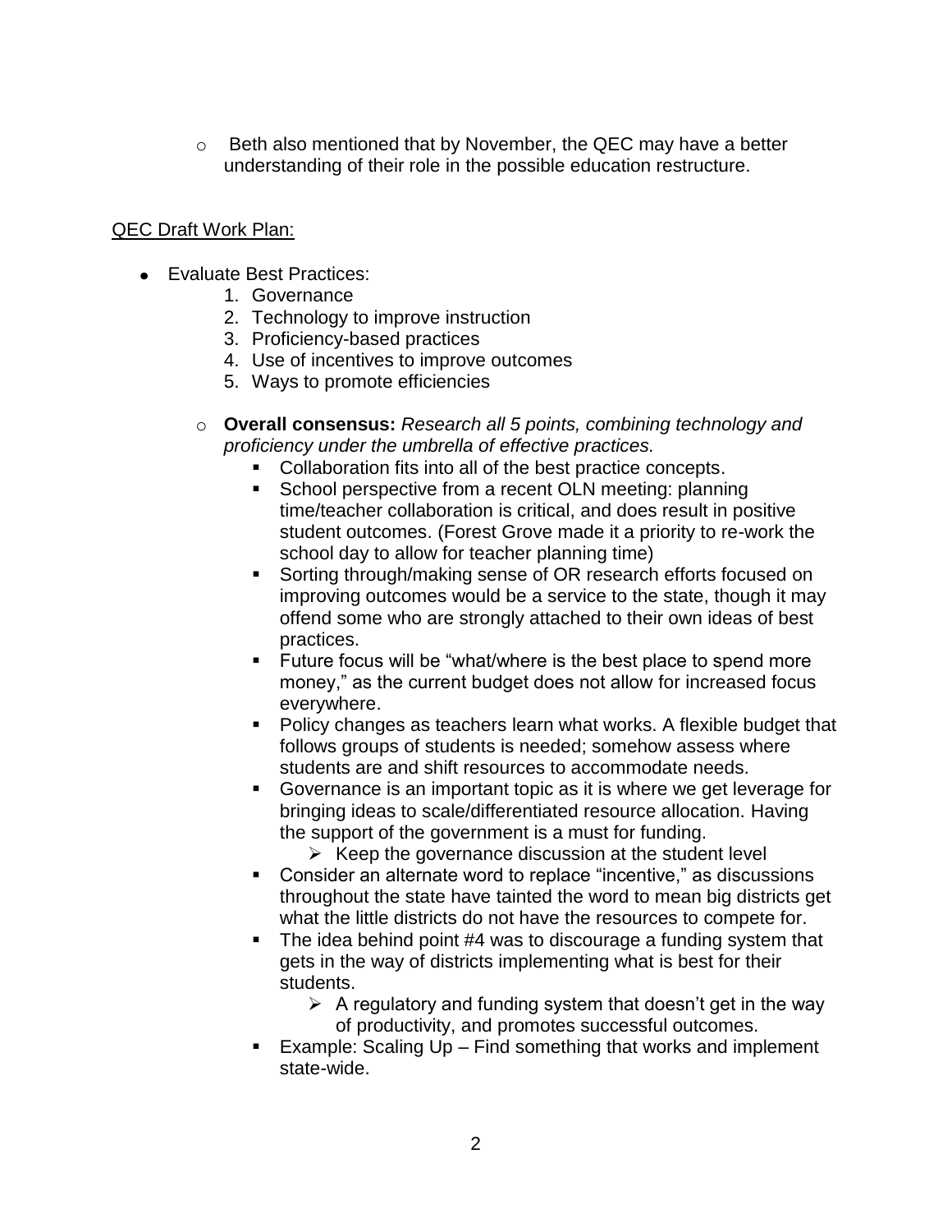- Beth also mentioned that by November, the QEC may have a better understanding of their role in the possible education restructure.

QEC Draft Work Plan:

- Evaluate Best Practices:
    1. Governance
    2. Technology to improve instruction
    3. Proficiency-based practices
    4. Use of incentives to improve outcomes
    5. Ways to promote efficiencies

    - **Overall consensus:** *Research all 5 points, combining technology and proficiency under the umbrella of effective practices.*
        - Collaboration fits into all of the best practice concepts.
        - School perspective from a recent OLN meeting: planning time/teacher collaboration is critical, and does result in positive student outcomes. (Forest Grove made it a priority to re-work the school day to allow for teacher planning time)
        - Sorting through/making sense of OR research efforts focused on improving outcomes would be a service to the state, though it may offend some who are strongly attached to their own ideas of best practices.
        - Future focus will be "what/where is the best place to spend more money," as the current budget does not allow for increased focus everywhere.
        - Policy changes as teachers learn what works. A flexible budget that follows groups of students is needed; somehow assess where students are and shift resources to accommodate needs.
        - Governance is an important topic as it is where we get leverage for bringing ideas to scale/differentiated resource allocation. Having the support of the government is a must for funding.
            - Keep the governance discussion at the student level
        - Consider an alternate word to replace "incentive," as discussions throughout the state have tainted the word to mean big districts get what the little districts do not have the resources to compete for.
        - The idea behind point #4 was to discourage a funding system that gets in the way of districts implementing what is best for their students.
            - A regulatory and funding system that doesn't get in the way of productivity, and promotes successful outcomes.
        - Example: Scaling Up – Find something that works and implement state-wide.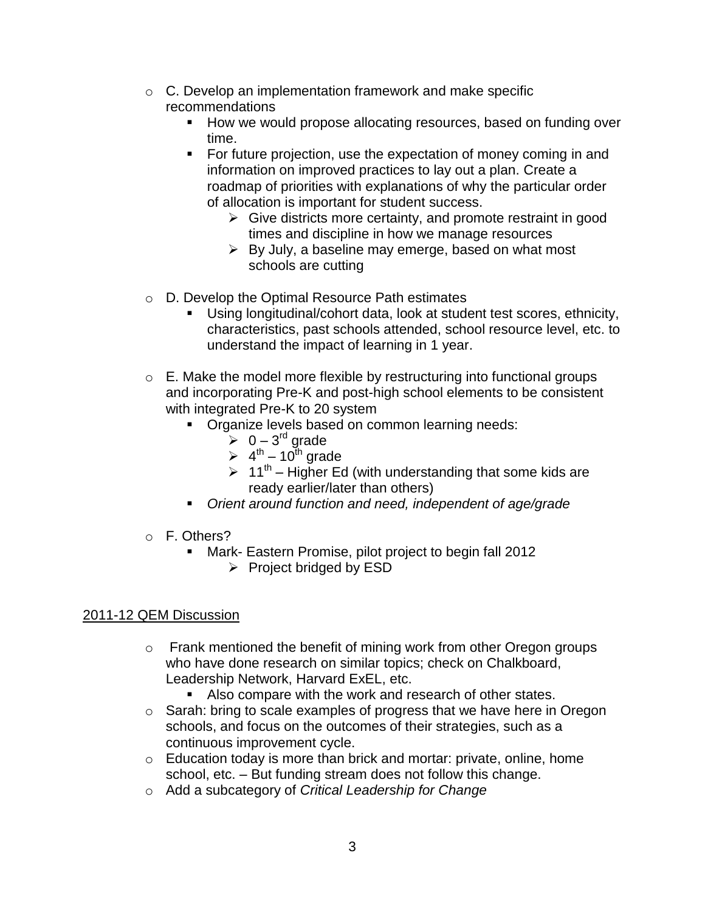- C. Develop an implementation framework and make specific recommendations
  - How we would propose allocating resources, based on funding over time.
  - For future projection, use the expectation of money coming in and information on improved practices to lay out a plan. Create a roadmap of priorities with explanations of why the particular order of allocation is important for student success.
    - Give districts more certainty, and promote restraint in good times and discipline in how we manage resources
    - By July, a baseline may emerge, based on what most schools are cutting

- D. Develop the Optimal Resource Path estimates
  - Using longitudinal/cohort data, look at student test scores, ethnicity, characteristics, past schools attended, school resource level, etc. to understand the impact of learning in 1 year.

- E. Make the model more flexible by restructuring into functional groups and incorporating Pre-K and post-high school elements to be consistent with integrated Pre-K to 20 system
  - Organize levels based on common learning needs:
    - 0 – 3rd grade
    - 4th – 10th grade
    - 11th – Higher Ed (with understanding that some kids are ready earlier/later than others)
  - *Orient around function and need, independent of age/grade*

- F. Others?
  - Mark- Eastern Promise, pilot project to begin fall 2012
    - Project bridged by ESD

<u>2011-12 QEM Discussion</u>

- Frank mentioned the benefit of mining work from other Oregon groups who have done research on similar topics; check on Chalkboard, Leadership Network, Harvard ExEL, etc.
  - Also compare with the work and research of other states.
- Sarah: bring to scale examples of progress that we have here in Oregon schools, and focus on the outcomes of their strategies, such as a continuous improvement cycle.
- Education today is more than brick and mortar: private, online, home school, etc. – But funding stream does not follow this change.
- Add a subcategory of *Critical Leadership for Change*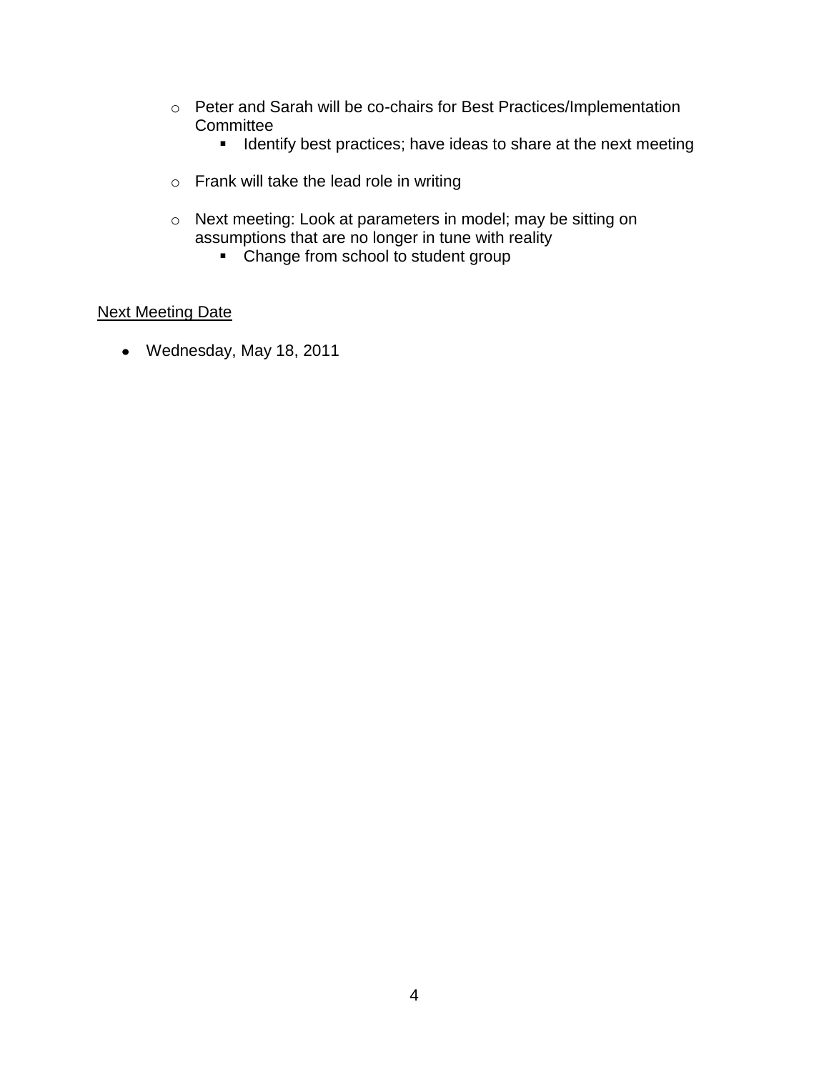- Peter and Sarah will be co-chairs for Best Practices/Implementation Committee
  - Identify best practices; have ideas to share at the next meeting

- Frank will take the lead role in writing

- Next meeting: Look at parameters in model; may be sitting on assumptions that are no longer in tune with reality
  - Change from school to student group

<u>Next Meeting Date</u>

- Wednesday, May 18, 2011